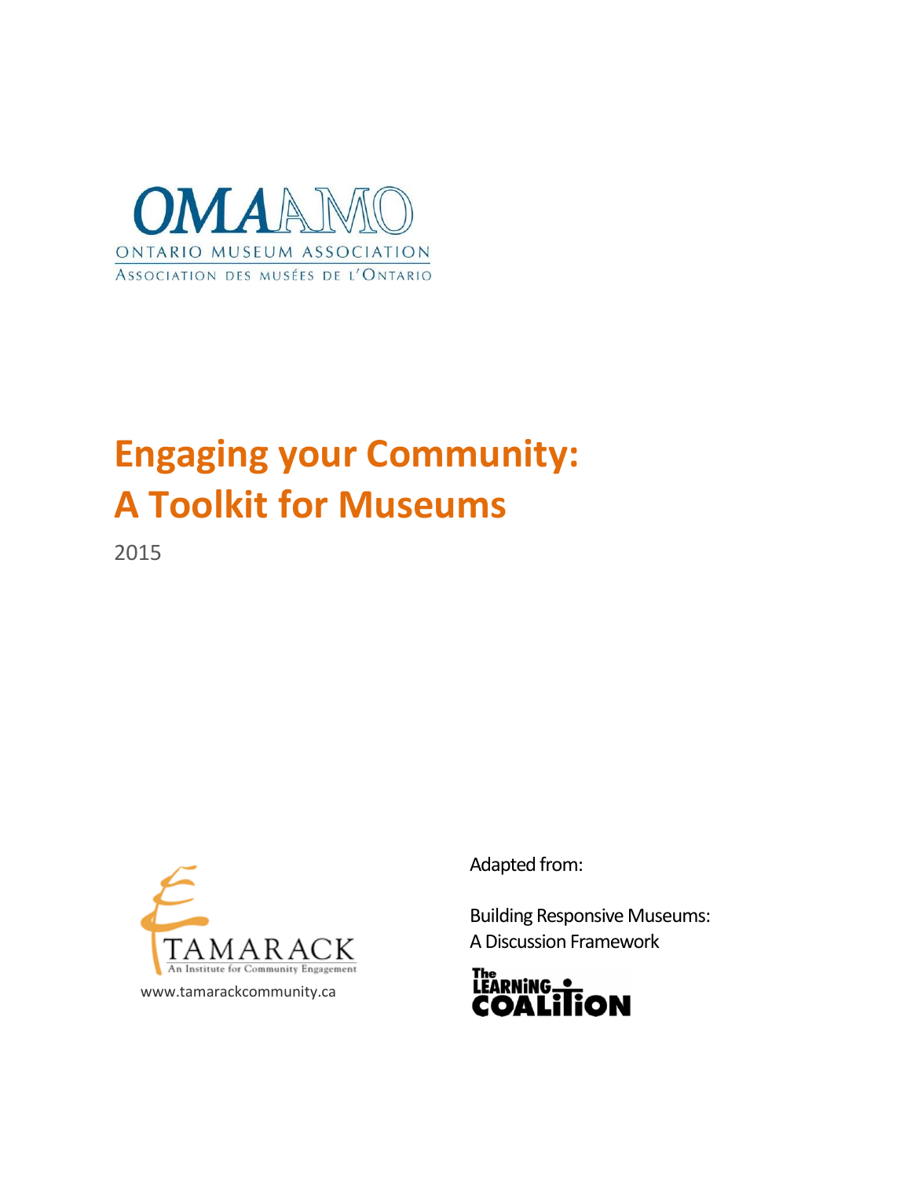OMAAMO

ONTARIO MUSEUM ASSOCIATION

ASSOCIATION DES MUSÉES DE L'ONTARIO

# Engaging your Community: A Toolkit for Museums

2015

TAMARACK
An Institute for Community Engagement

www.tamarackcommunity.ca

Adapted from:

Building Responsive Museums: A Discussion Framework

The Learning Coalition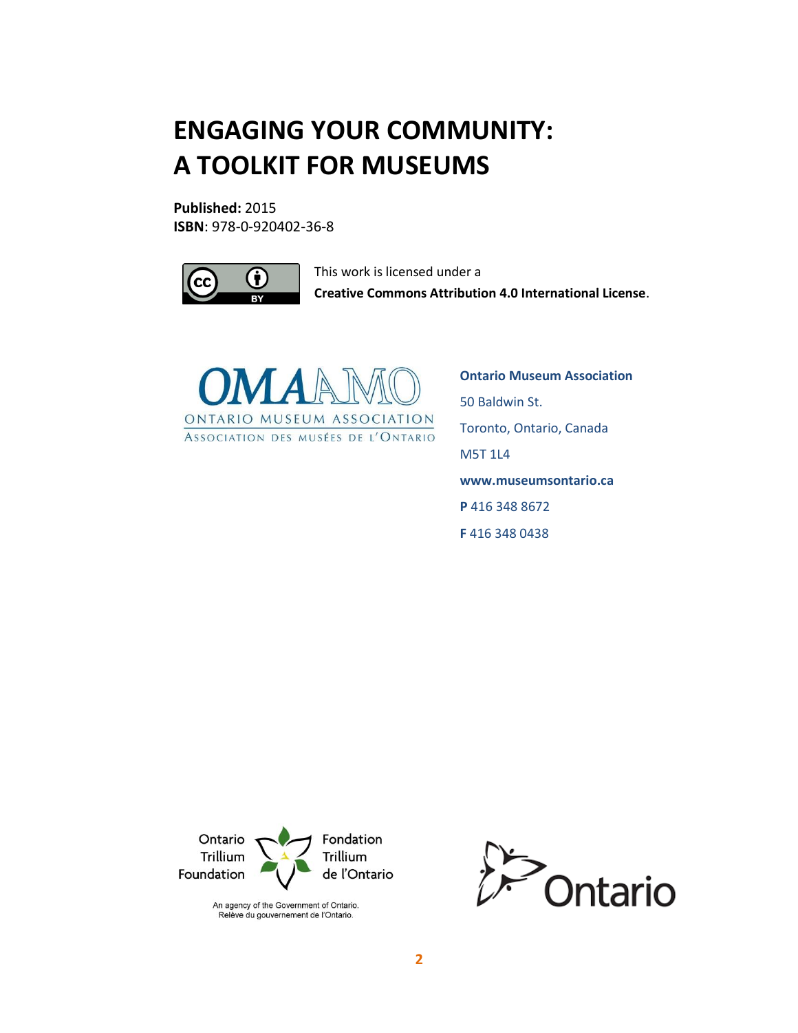# ENGAGING YOUR COMMUNITY: A TOOLKIT FOR MUSEUMS

**Published:** 2015
**ISBN**: 978-0-920402-36-8

This work is licensed under a **Creative Commons Attribution 4.0 International License**.

OMAAMO
ONTARIO MUSEUM ASSOCIATION
ASSOCIATION DES MUSÉES DE L'ONTARIO

**Ontario Museum Association**
50 Baldwin St.
Toronto, Ontario, Canada
M5T 1L4
**www.museumsontario.ca**
**P** 416 348 8672
**F** 416 348 0438

Ontario Trillium Foundation | Fondation Trillium de l'Ontario
An agency of the Government of Ontario.
Relève du gouvernement de l'Ontario.

Ontario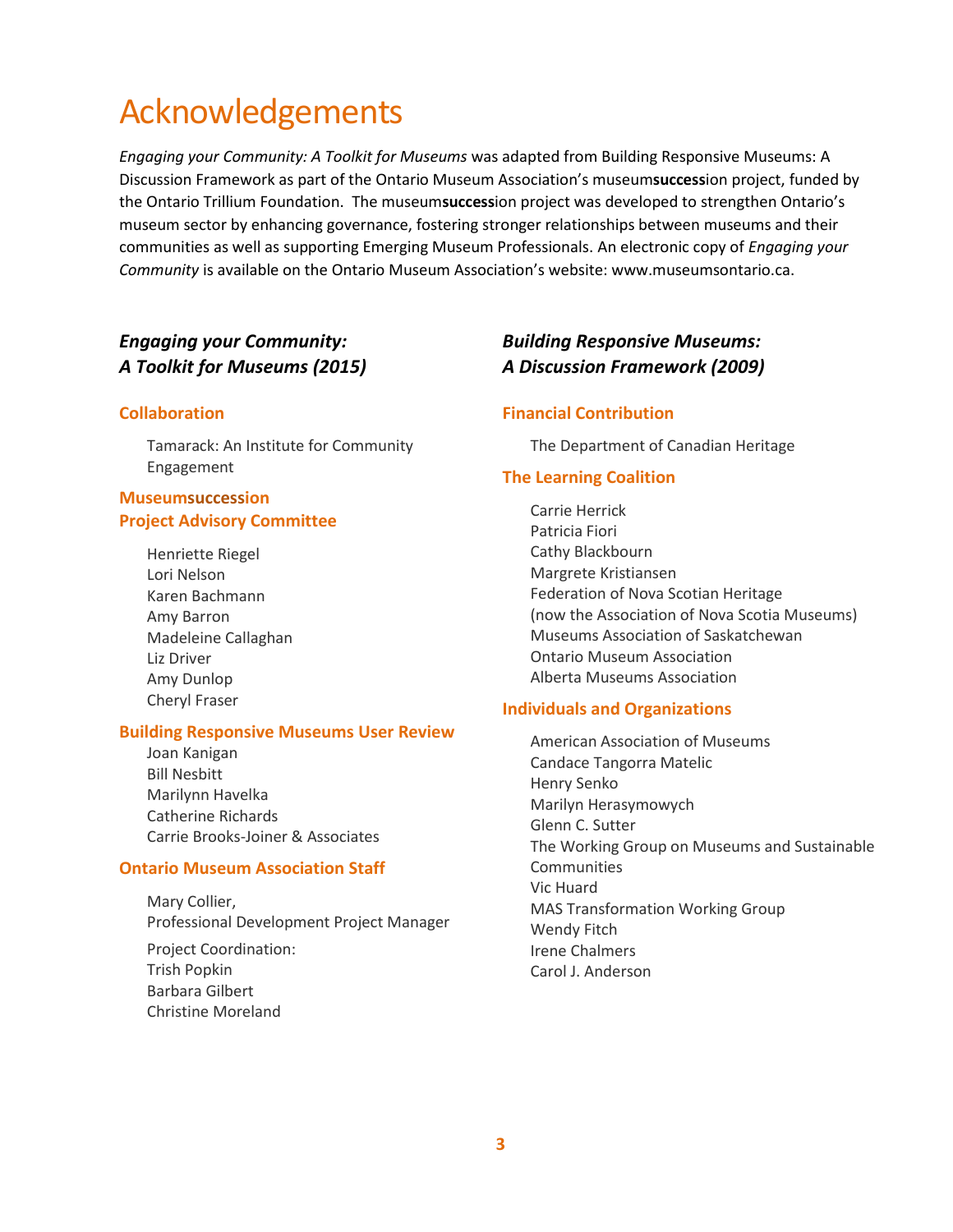# Acknowledgements

*Engaging your Community: A Toolkit for Museums* was adapted from Building Responsive Museums: A Discussion Framework as part of the Ontario Museum Association's museum**success**ion project, funded by the Ontario Trillium Foundation. The museum**success**ion project was developed to strengthen Ontario's museum sector by enhancing governance, fostering stronger relationships between museums and their communities as well as supporting Emerging Museum Professionals. An electronic copy of *Engaging your Community* is available on the Ontario Museum Association's website: www.museumsontario.ca.

## *Engaging your Community: A Toolkit for Museums (2015)*

### Collaboration

Tamarack: An Institute for Community Engagement

### Museumsuccession Project Advisory Committee

Henriette Riegel
Lori Nelson
Karen Bachmann
Amy Barron
Madeleine Callaghan
Liz Driver
Amy Dunlop
Cheryl Fraser

### Building Responsive Museums User Review

Joan Kanigan
Bill Nesbitt
Marilynn Havelka
Catherine Richards
Carrie Brooks-Joiner & Associates

### Ontario Museum Association Staff

Mary Collier,
Professional Development Project Manager

Project Coordination:
Trish Popkin
Barbara Gilbert
Christine Moreland

## *Building Responsive Museums: A Discussion Framework (2009)*

### Financial Contribution

The Department of Canadian Heritage

### The Learning Coalition

Carrie Herrick
Patricia Fiori
Cathy Blackbourn
Margrete Kristiansen
Federation of Nova Scotian Heritage
(now the Association of Nova Scotia Museums)
Museums Association of Saskatchewan
Ontario Museum Association
Alberta Museums Association

### Individuals and Organizations

American Association of Museums
Candace Tangorra Matelic
Henry Senko
Marilyn Herasymowych
Glenn C. Sutter
The Working Group on Museums and Sustainable Communities
Vic Huard
MAS Transformation Working Group
Wendy Fitch
Irene Chalmers
Carol J. Anderson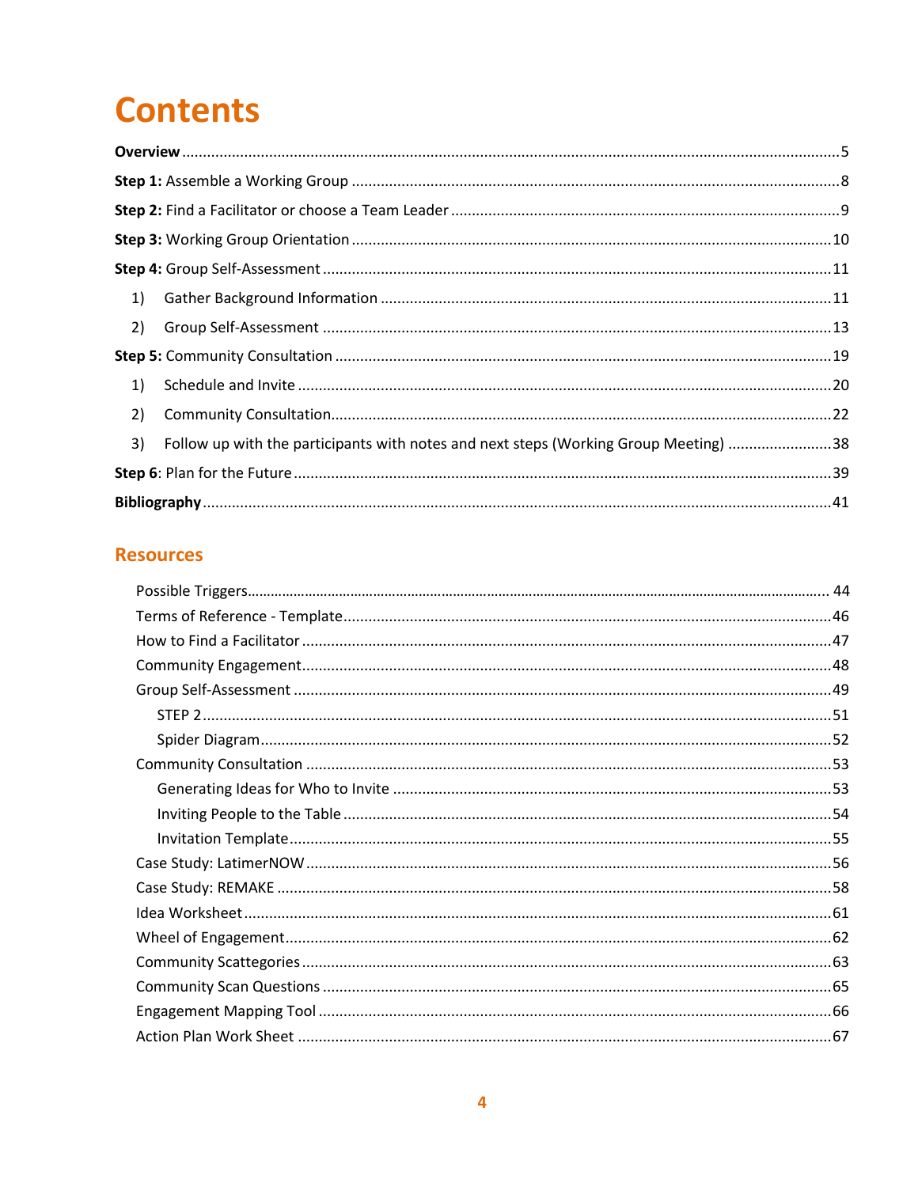# Contents

**Overview** ..... 5

**Step 1:** Assemble a Working Group ..... 8

**Step 2:** Find a Facilitator or choose a Team Leader ..... 9

**Step 3:** Working Group Orientation ..... 10

**Step 4:** Group Self-Assessment ..... 11

1) Gather Background Information ..... 11
2) Group Self-Assessment ..... 13

**Step 5:** Community Consultation ..... 19

1) Schedule and Invite ..... 20
2) Community Consultation ..... 22
3) Follow up with the participants with notes and next steps (Working Group Meeting) ..... 38

**Step 6**: Plan for the Future ..... 39

**Bibliography** ..... 41

## Resources

- Possible Triggers ..... 44
- Terms of Reference - Template ..... 46
- How to Find a Facilitator ..... 47
- Community Engagement ..... 48
- Group Self-Assessment ..... 49
  - STEP 2 ..... 51
  - Spider Diagram ..... 52
- Community Consultation ..... 53
  - Generating Ideas for Who to Invite ..... 53
  - Inviting People to the Table ..... 54
  - Invitation Template ..... 55
- Case Study: LatimerNOW ..... 56
- Case Study: REMAKE ..... 58
- Idea Worksheet ..... 61
- Wheel of Engagement ..... 62
- Community Scattegories ..... 63
- Community Scan Questions ..... 65
- Engagement Mapping Tool ..... 66
- Action Plan Work Sheet ..... 67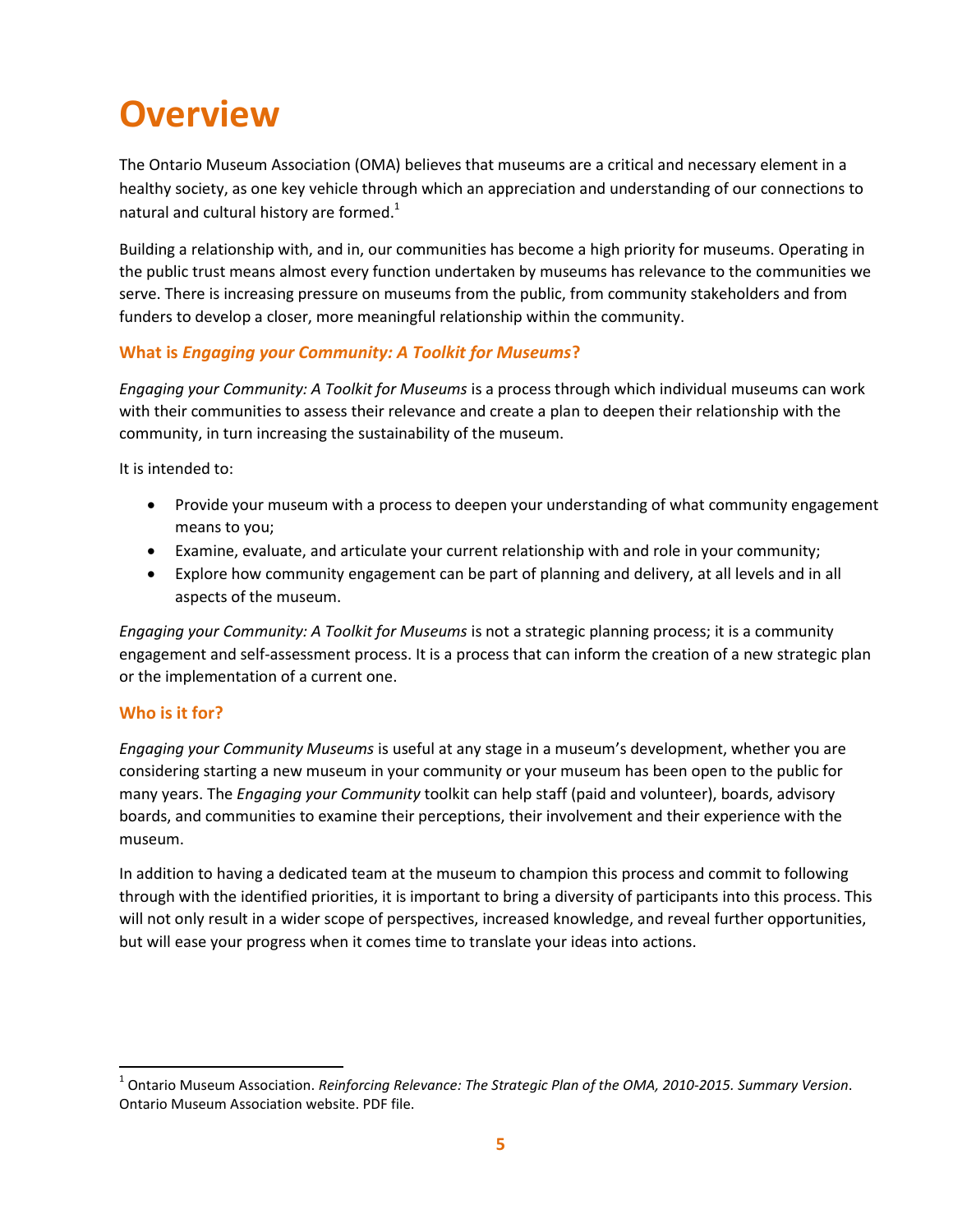# Overview

The Ontario Museum Association (OMA) believes that museums are a critical and necessary element in a healthy society, as one key vehicle through which an appreciation and understanding of our connections to natural and cultural history are formed.[1]

Building a relationship with, and in, our communities has become a high priority for museums. Operating in the public trust means almost every function undertaken by museums has relevance to the communities we serve. There is increasing pressure on museums from the public, from community stakeholders and from funders to develop a closer, more meaningful relationship within the community.

### What is *Engaging your Community: A Toolkit for Museums*?

*Engaging your Community: A Toolkit for Museums* is a process through which individual museums can work with their communities to assess their relevance and create a plan to deepen their relationship with the community, in turn increasing the sustainability of the museum.

It is intended to:

- Provide your museum with a process to deepen your understanding of what community engagement means to you;
- Examine, evaluate, and articulate your current relationship with and role in your community;
- Explore how community engagement can be part of planning and delivery, at all levels and in all aspects of the museum.

*Engaging your Community: A Toolkit for Museums* is not a strategic planning process; it is a community engagement and self-assessment process. It is a process that can inform the creation of a new strategic plan or the implementation of a current one.

### Who is it for?

*Engaging your Community Museums* is useful at any stage in a museum's development, whether you are considering starting a new museum in your community or your museum has been open to the public for many years. The *Engaging your Community* toolkit can help staff (paid and volunteer), boards, advisory boards, and communities to examine their perceptions, their involvement and their experience with the museum.

In addition to having a dedicated team at the museum to champion this process and commit to following through with the identified priorities, it is important to bring a diversity of participants into this process. This will not only result in a wider scope of perspectives, increased knowledge, and reveal further opportunities, but will ease your progress when it comes time to translate your ideas into actions.

---

[1] Ontario Museum Association. *Reinforcing Relevance: The Strategic Plan of the OMA, 2010-2015. Summary Version*. Ontario Museum Association website. PDF file.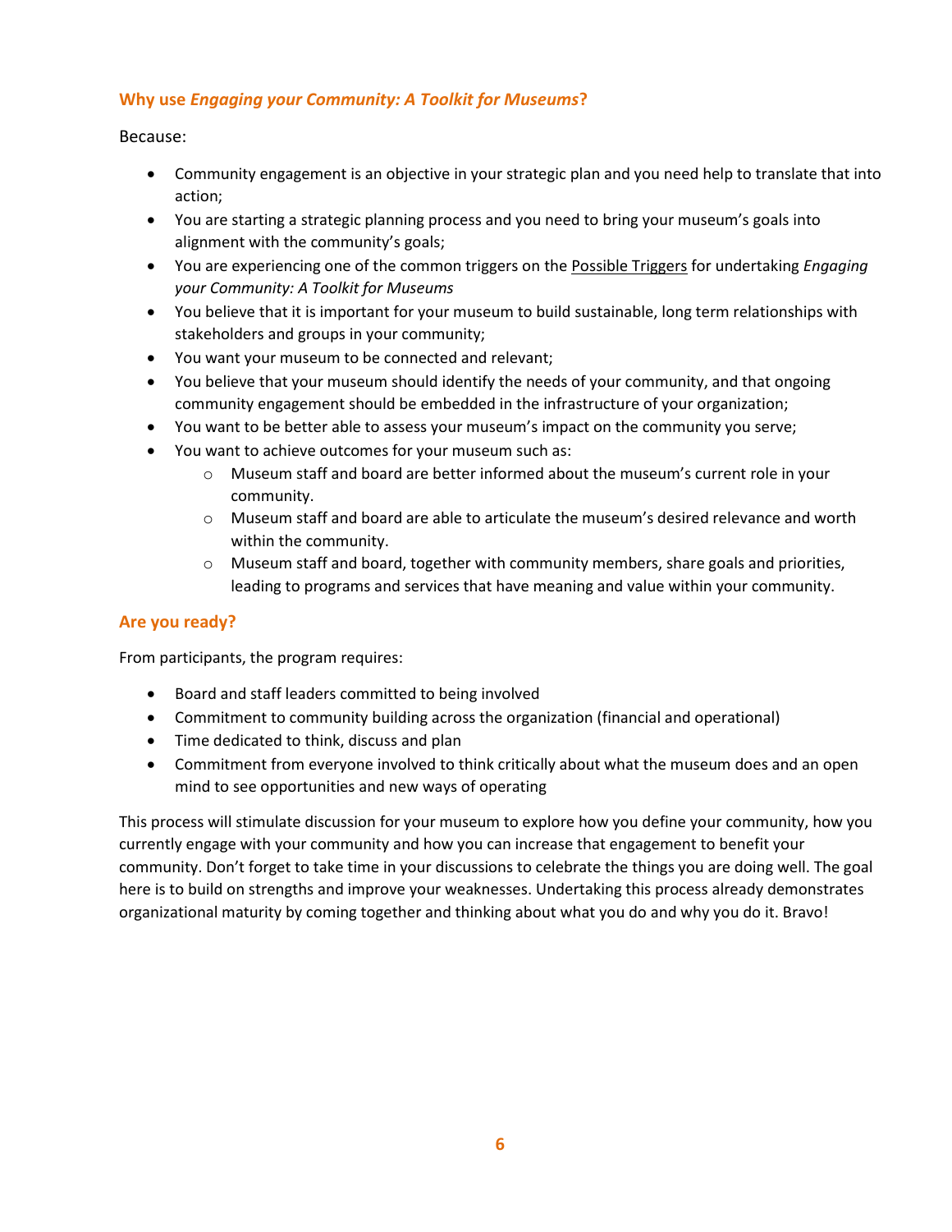### Why use *Engaging your Community: A Toolkit for Museums*?

Because:

- Community engagement is an objective in your strategic plan and you need help to translate that into action;
- You are starting a strategic planning process and you need to bring your museum's goals into alignment with the community's goals;
- You are experiencing one of the common triggers on the Possible Triggers for undertaking *Engaging your Community: A Toolkit for Museums*
- You believe that it is important for your museum to build sustainable, long term relationships with stakeholders and groups in your community;
- You want your museum to be connected and relevant;
- You believe that your museum should identify the needs of your community, and that ongoing community engagement should be embedded in the infrastructure of your organization;
- You want to be better able to assess your museum's impact on the community you serve;
- You want to achieve outcomes for your museum such as:
    - Museum staff and board are better informed about the museum's current role in your community.
    - Museum staff and board are able to articulate the museum's desired relevance and worth within the community.
    - Museum staff and board, together with community members, share goals and priorities, leading to programs and services that have meaning and value within your community.

### Are you ready?

From participants, the program requires:

- Board and staff leaders committed to being involved
- Commitment to community building across the organization (financial and operational)
- Time dedicated to think, discuss and plan
- Commitment from everyone involved to think critically about what the museum does and an open mind to see opportunities and new ways of operating

This process will stimulate discussion for your museum to explore how you define your community, how you currently engage with your community and how you can increase that engagement to benefit your community. Don't forget to take time in your discussions to celebrate the things you are doing well. The goal here is to build on strengths and improve your weaknesses. Undertaking this process already demonstrates organizational maturity by coming together and thinking about what you do and why you do it. Bravo!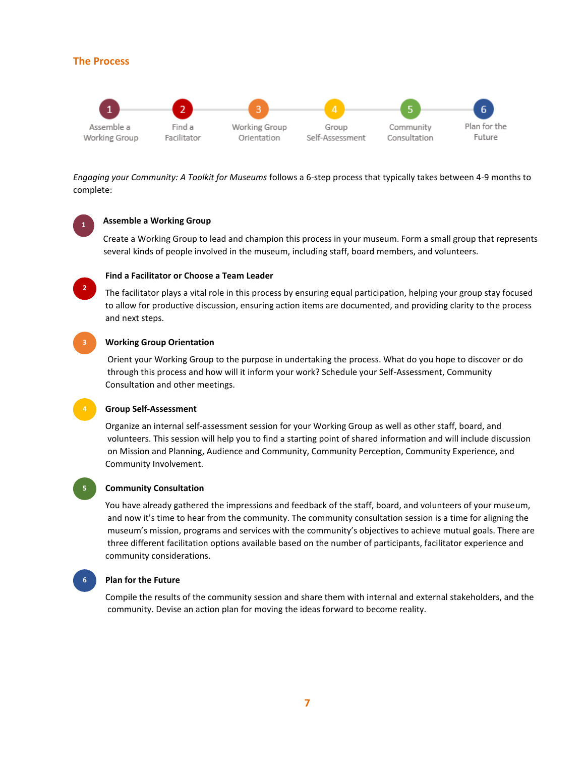## The Process

1 Assemble a Working Group
2 Find a Facilitator
3 Working Group Orientation
4 Group Self-Assessment
5 Community Consultation
6 Plan for the Future

*Engaging your Community: A Toolkit for Museums* follows a 6-step process that typically takes between 4-9 months to complete:

1. **Assemble a Working Group**

   Create a Working Group to lead and champion this process in your museum. Form a small group that represents several kinds of people involved in the museum, including staff, board members, and volunteers.

2. **Find a Facilitator or Choose a Team Leader**

   The facilitator plays a vital role in this process by ensuring equal participation, helping your group stay focused to allow for productive discussion, ensuring action items are documented, and providing clarity to the process and next steps.

3. **Working Group Orientation**

   Orient your Working Group to the purpose in undertaking the process. What do you hope to discover or do through this process and how will it inform your work? Schedule your Self-Assessment, Community Consultation and other meetings.

4. **Group Self-Assessment**

   Organize an internal self-assessment session for your Working Group as well as other staff, board, and volunteers. This session will help you to find a starting point of shared information and will include discussion on Mission and Planning, Audience and Community, Community Perception, Community Experience, and Community Involvement.

5. **Community Consultation**

   You have already gathered the impressions and feedback of the staff, board, and volunteers of your museum, and now it's time to hear from the community. The community consultation session is a time for aligning the museum's mission, programs and services with the community's objectives to achieve mutual goals. There are three different facilitation options available based on the number of participants, facilitator experience and community considerations.

6. **Plan for the Future**

   Compile the results of the community session and share them with internal and external stakeholders, and the community. Devise an action plan for moving the ideas forward to become reality.